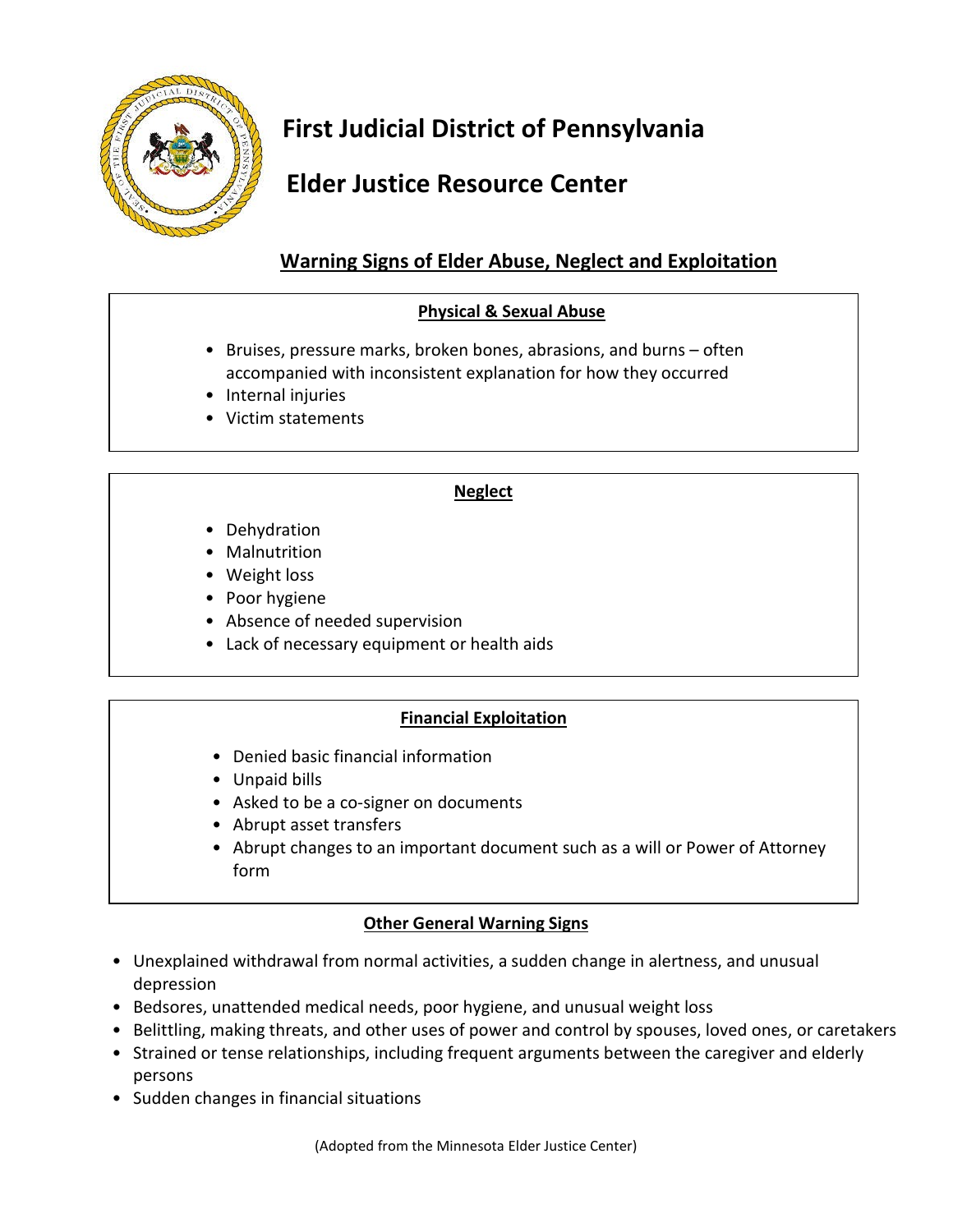# First Judicial District of Pennsylvania

# Elder Justice Resource Center

## Warning Signs of Elder Abuse, Neglect and Exploitation

### Physical & Sexual Abuse

- Bruises, pressure marks, broken bones, abrasions, and burns – often accompanied with inconsistent explanation for how they occurred
- Internal injuries
- Victim statements

### Neglect

- Dehydration
- Malnutrition
- Weight loss
- Poor hygiene
- Absence of needed supervision
- Lack of necessary equipment or health aids

### Financial Exploitation

- Denied basic financial information
- Unpaid bills
- Asked to be a co-signer on documents
- Abrupt asset transfers
- Abrupt changes to an important document such as a will or Power of Attorney form

### Other General Warning Signs

- Unexplained withdrawal from normal activities, a sudden change in alertness, and unusual depression
- Bedsores, unattended medical needs, poor hygiene, and unusual weight loss
- Belittling, making threats, and other uses of power and control by spouses, loved ones, or caretakers
- Strained or tense relationships, including frequent arguments between the caregiver and elderly persons
- Sudden changes in financial situations

(Adopted from the Minnesota Elder Justice Center)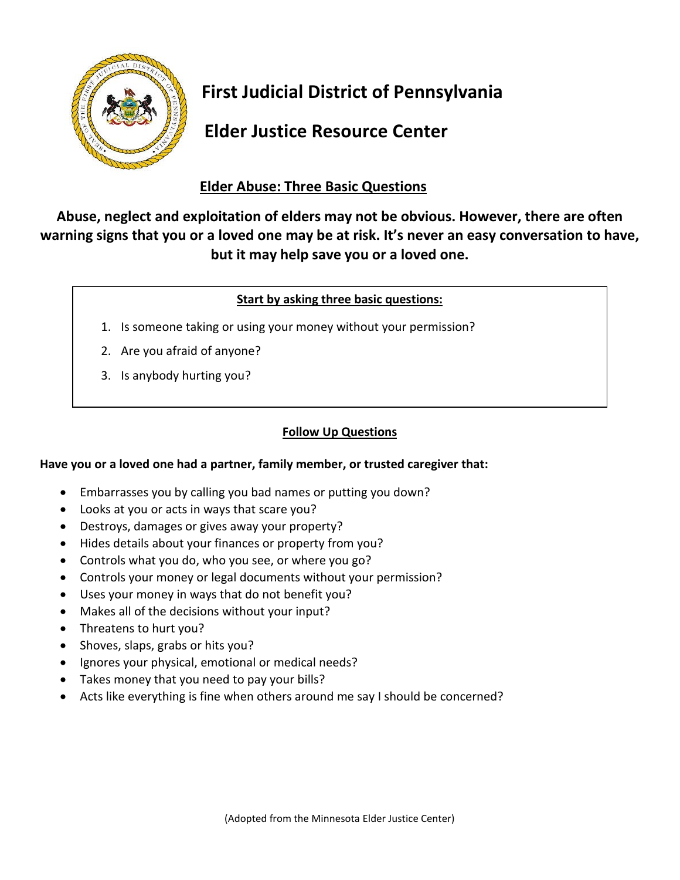# First Judicial District of Pennsylvania

# Elder Justice Resource Center

## Elder Abuse: Three Basic Questions

**Abuse, neglect and exploitation of elders may not be obvious. However, there are often warning signs that you or a loved one may be at risk. It's never an easy conversation to have, but it may help save you or a loved one.**

**Start by asking three basic questions:**

1. Is someone taking or using your money without your permission?
2. Are you afraid of anyone?
3. Is anybody hurting you?

## Follow Up Questions

**Have you or a loved one had a partner, family member, or trusted caregiver that:**

- Embarrasses you by calling you bad names or putting you down?
- Looks at you or acts in ways that scare you?
- Destroys, damages or gives away your property?
- Hides details about your finances or property from you?
- Controls what you do, who you see, or where you go?
- Controls your money or legal documents without your permission?
- Uses your money in ways that do not benefit you?
- Makes all of the decisions without your input?
- Threatens to hurt you?
- Shoves, slaps, grabs or hits you?
- Ignores your physical, emotional or medical needs?
- Takes money that you need to pay your bills?
- Acts like everything is fine when others around me say I should be concerned?

(Adopted from the Minnesota Elder Justice Center)